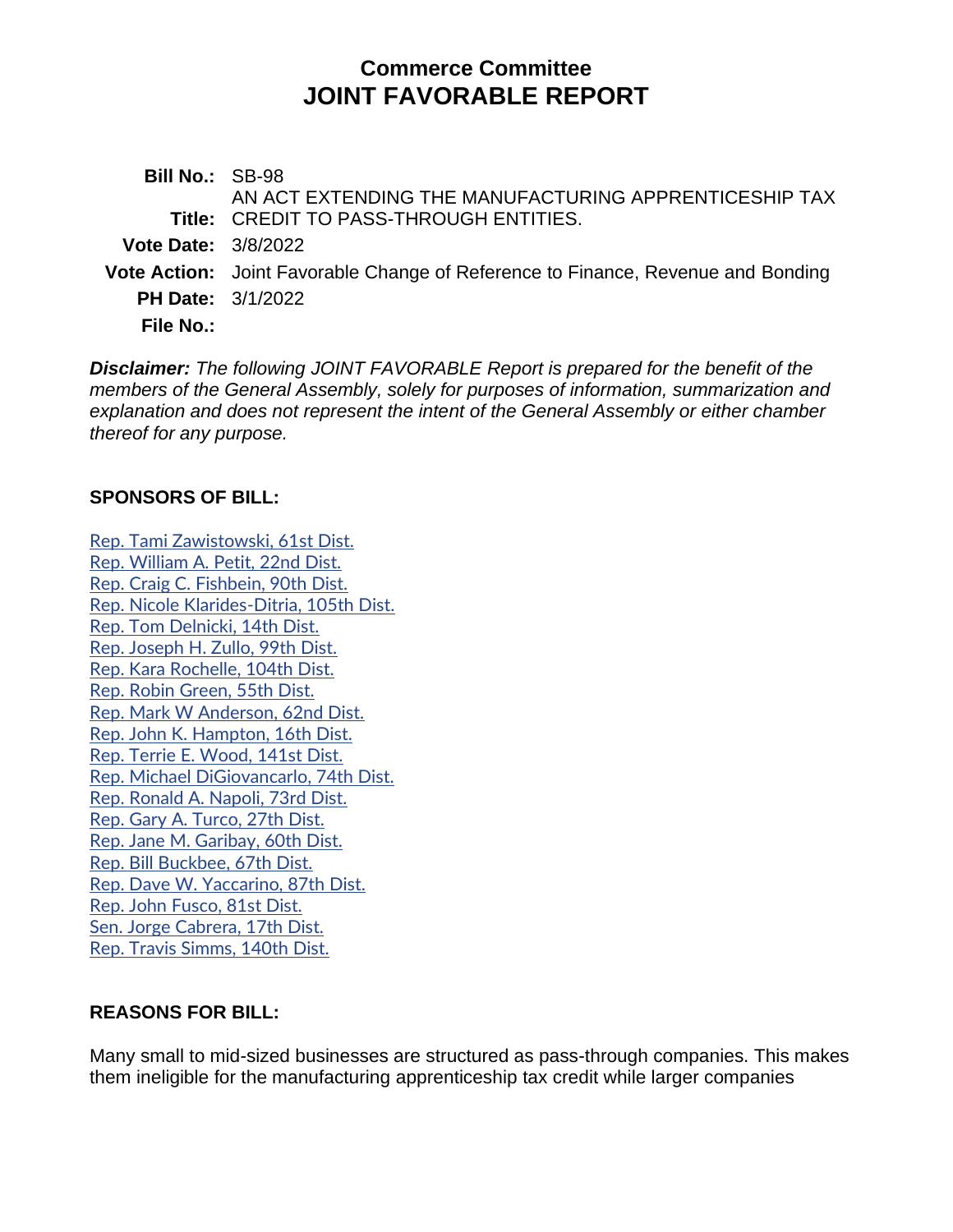## Commerce Committee
# JOINT FAVORABLE REPORT

**Bill No.:** SB-98

**Title:** AN ACT EXTENDING THE MANUFACTURING APPRENTICESHIP TAX CREDIT TO PASS-THROUGH ENTITIES.

**Vote Date:** 3/8/2022

**Vote Action:** Joint Favorable Change of Reference to Finance, Revenue and Bonding

**PH Date:** 3/1/2022

**File No.:**

***Disclaimer:*** *The following JOINT FAVORABLE Report is prepared for the benefit of the members of the General Assembly, solely for purposes of information, summarization and explanation and does not represent the intent of the General Assembly or either chamber thereof for any purpose.*

### SPONSORS OF BILL:

Rep. Tami Zawistowski, 61st Dist.
Rep. William A. Petit, 22nd Dist.
Rep. Craig C. Fishbein, 90th Dist.
Rep. Nicole Klarides-Ditria, 105th Dist.
Rep. Tom Delnicki, 14th Dist.
Rep. Joseph H. Zullo, 99th Dist.
Rep. Kara Rochelle, 104th Dist.
Rep. Robin Green, 55th Dist.
Rep. Mark W Anderson, 62nd Dist.
Rep. John K. Hampton, 16th Dist.
Rep. Terrie E. Wood, 141st Dist.
Rep. Michael DiGiovancarlo, 74th Dist.
Rep. Ronald A. Napoli, 73rd Dist.
Rep. Gary A. Turco, 27th Dist.
Rep. Jane M. Garibay, 60th Dist.
Rep. Bill Buckbee, 67th Dist.
Rep. Dave W. Yaccarino, 87th Dist.
Rep. John Fusco, 81st Dist.
Sen. Jorge Cabrera, 17th Dist.
Rep. Travis Simms, 140th Dist.

### REASONS FOR BILL:

Many small to mid-sized businesses are structured as pass-through companies. This makes them ineligible for the manufacturing apprenticeship tax credit while larger companies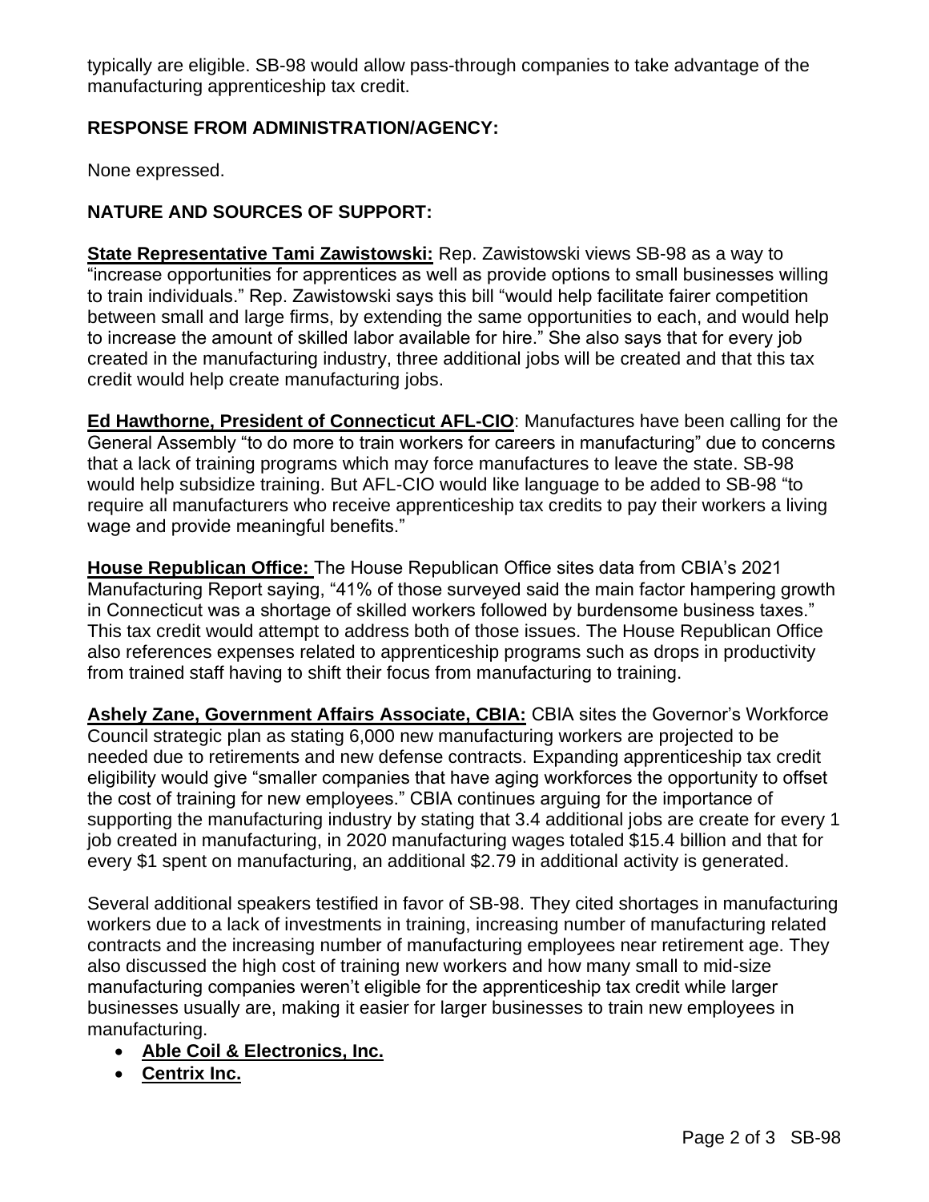typically are eligible. SB-98 would allow pass-through companies to take advantage of the manufacturing apprenticeship tax credit.

## RESPONSE FROM ADMINISTRATION/AGENCY:

None expressed.

## NATURE AND SOURCES OF SUPPORT:

**State Representative Tami Zawistowski:** Rep. Zawistowski views SB-98 as a way to "increase opportunities for apprentices as well as provide options to small businesses willing to train individuals." Rep. Zawistowski says this bill "would help facilitate fairer competition between small and large firms, by extending the same opportunities to each, and would help to increase the amount of skilled labor available for hire." She also says that for every job created in the manufacturing industry, three additional jobs will be created and that this tax credit would help create manufacturing jobs.

**Ed Hawthorne, President of Connecticut AFL-CIO**: Manufactures have been calling for the General Assembly "to do more to train workers for careers in manufacturing" due to concerns that a lack of training programs which may force manufactures to leave the state. SB-98 would help subsidize training. But AFL-CIO would like language to be added to SB-98 "to require all manufacturers who receive apprenticeship tax credits to pay their workers a living wage and provide meaningful benefits."

**House Republican Office:** The House Republican Office sites data from CBIA's 2021 Manufacturing Report saying, "41% of those surveyed said the main factor hampering growth in Connecticut was a shortage of skilled workers followed by burdensome business taxes." This tax credit would attempt to address both of those issues. The House Republican Office also references expenses related to apprenticeship programs such as drops in productivity from trained staff having to shift their focus from manufacturing to training.

**Ashely Zane, Government Affairs Associate, CBIA:** CBIA sites the Governor's Workforce Council strategic plan as stating 6,000 new manufacturing workers are projected to be needed due to retirements and new defense contracts. Expanding apprenticeship tax credit eligibility would give "smaller companies that have aging workforces the opportunity to offset the cost of training for new employees." CBIA continues arguing for the importance of supporting the manufacturing industry by stating that 3.4 additional jobs are create for every 1 job created in manufacturing, in 2020 manufacturing wages totaled $15.4 billion and that for every $1 spent on manufacturing, an additional $2.79 in additional activity is generated.

Several additional speakers testified in favor of SB-98. They cited shortages in manufacturing workers due to a lack of investments in training, increasing number of manufacturing related contracts and the increasing number of manufacturing employees near retirement age. They also discussed the high cost of training new workers and how many small to mid-size manufacturing companies weren't eligible for the apprenticeship tax credit while larger businesses usually are, making it easier for larger businesses to train new employees in manufacturing.

- **Able Coil & Electronics, Inc.**
- **Centrix Inc.**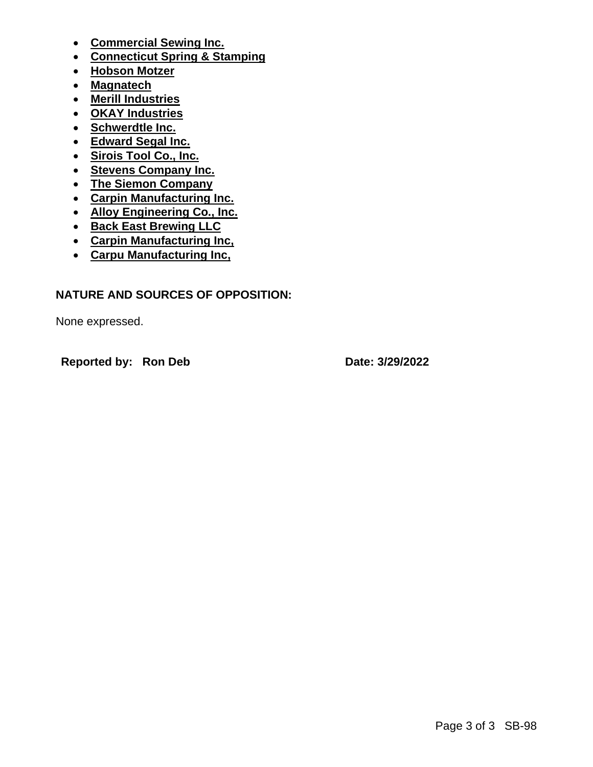- **Commercial Sewing Inc.**
- **Connecticut Spring & Stamping**
- **Hobson Motzer**
- **Magnatech**
- **Merill Industries**
- **OKAY Industries**
- **Schwerdtle Inc.**
- **Edward Segal Inc.**
- **Sirois Tool Co., Inc.**
- **Stevens Company Inc.**
- **The Siemon Company**
- **Carpin Manufacturing Inc.**
- **Alloy Engineering Co., Inc.**
- **Back East Brewing LLC**
- **Carpin Manufacturing Inc,**
- **Carpu Manufacturing Inc,**

**NATURE AND SOURCES OF OPPOSITION:**

None expressed.

**Reported by: Ron Deb** **Date: 3/29/2022**